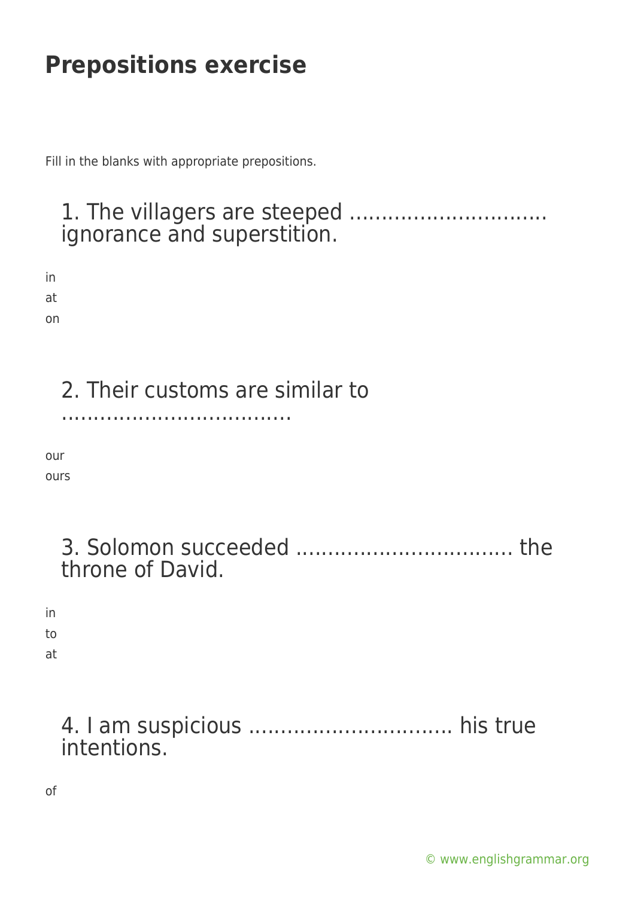# Prepositions exercise

Fill in the blanks with appropriate prepositions.

1. The villagers are steeped .............................. ignorance and superstition.

in
at
on

2. Their customs are similar to ...................................

our
ours

3. Solomon succeeded ................................. the throne of David.

in
to
at

4. I am suspicious ................................ his true intentions.

of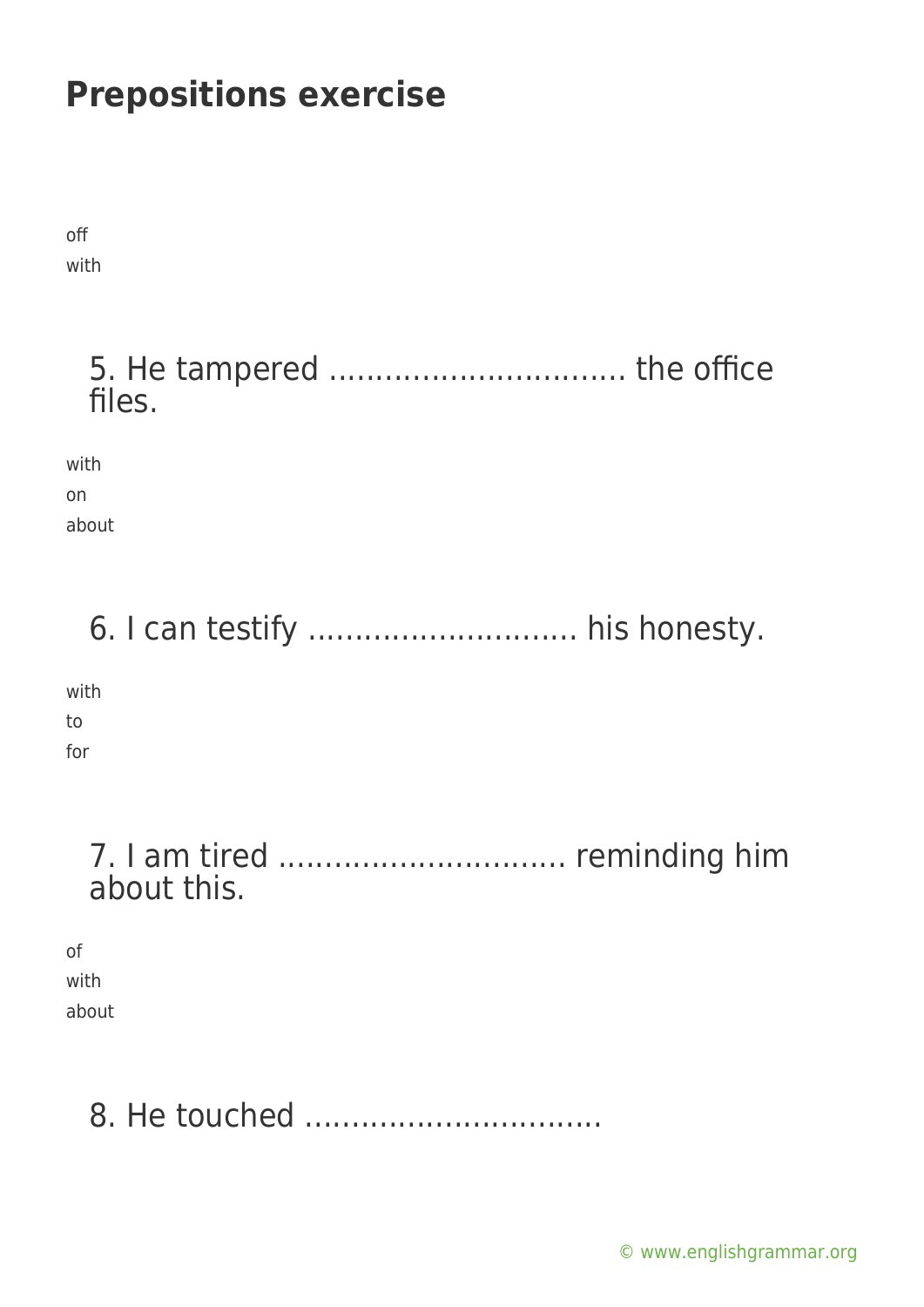# Prepositions exercise

off

with

5. He tampered ................................ the office files.

with

on

about

6. I can testify ............................. his honesty.

with

to

for

7. I am tired ............................... reminding him about this.

of

with

about

8. He touched ................................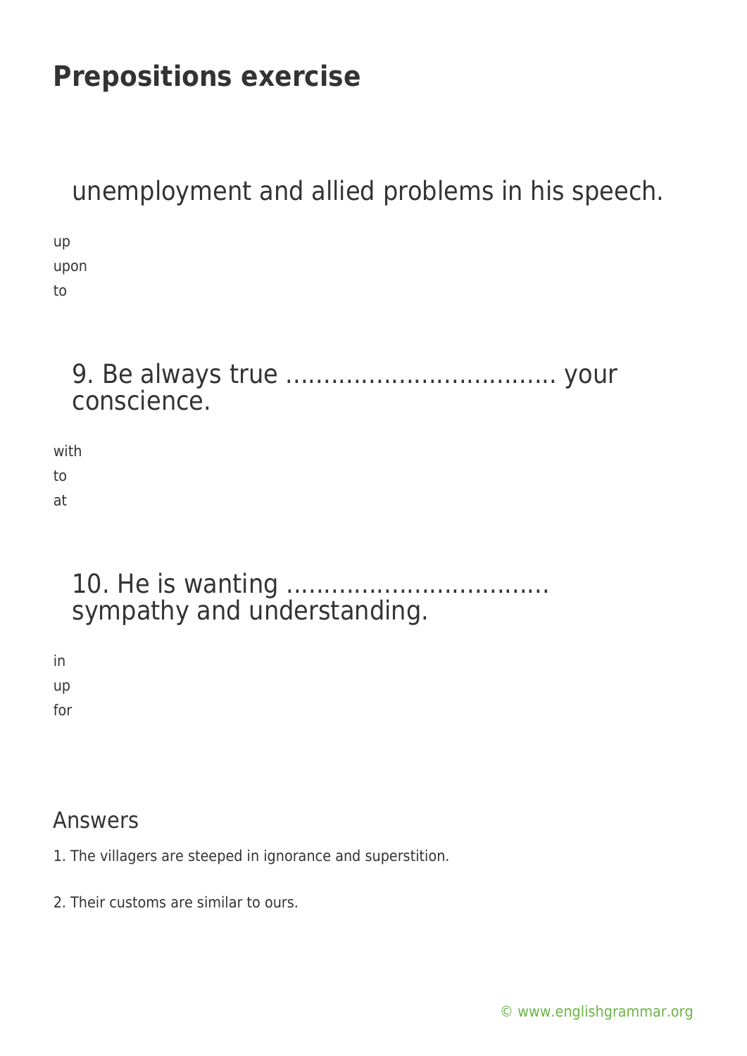unemployment and allied problems in his speech.

up
upon
to

9. Be always true ……………………………… your conscience.

with
to
at

10. He is wanting …………………………… sympathy and understanding.

in
up
for

## Answers

1. The villagers are steeped in ignorance and superstition.

2. Their customs are similar to ours.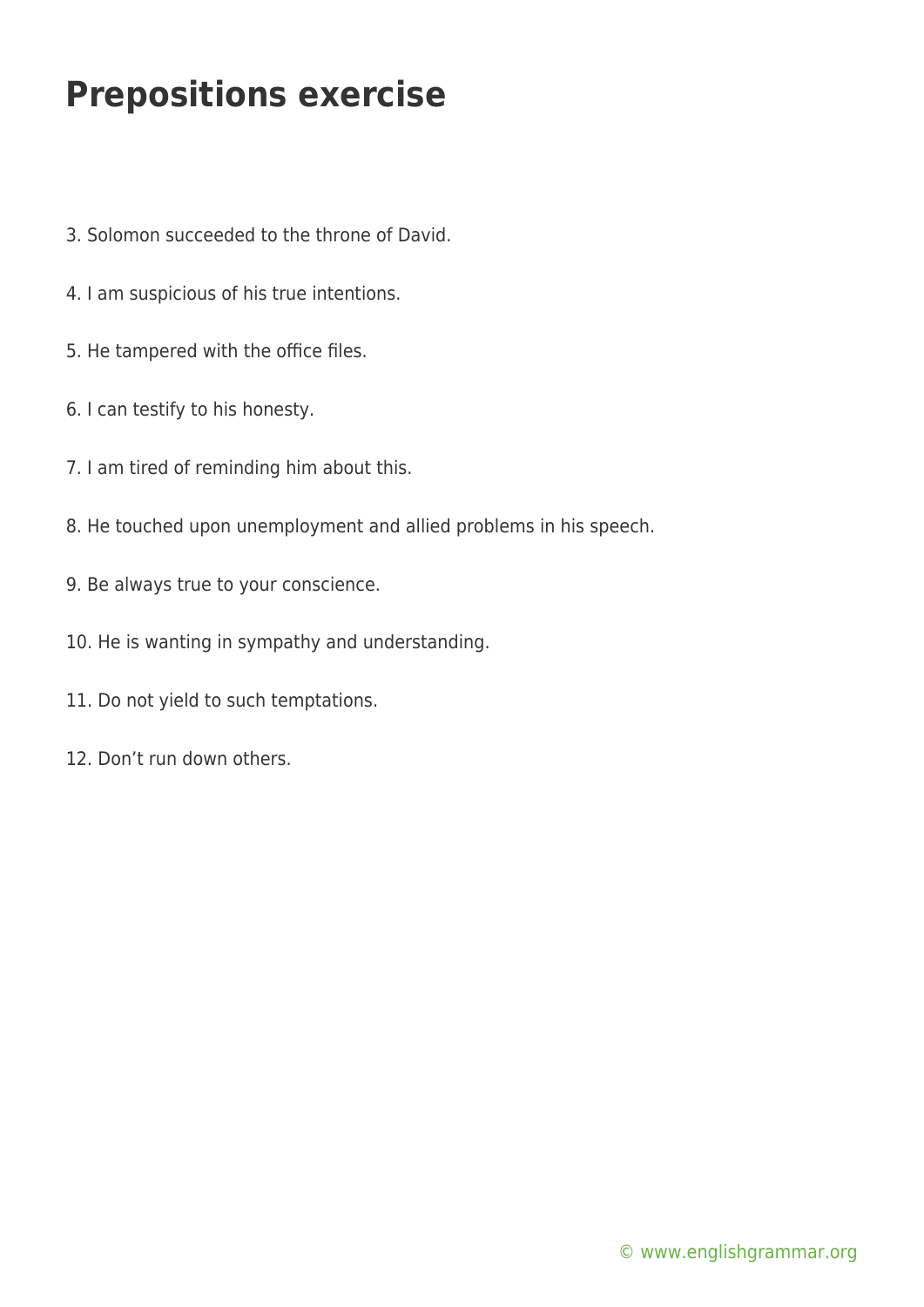# Prepositions exercise

3. Solomon succeeded to the throne of David.

4. I am suspicious of his true intentions.

5. He tampered with the office files.

6. I can testify to his honesty.

7. I am tired of reminding him about this.

8. He touched upon unemployment and allied problems in his speech.

9. Be always true to your conscience.

10. He is wanting in sympathy and understanding.

11. Do not yield to such temptations.

12. Don’t run down others.